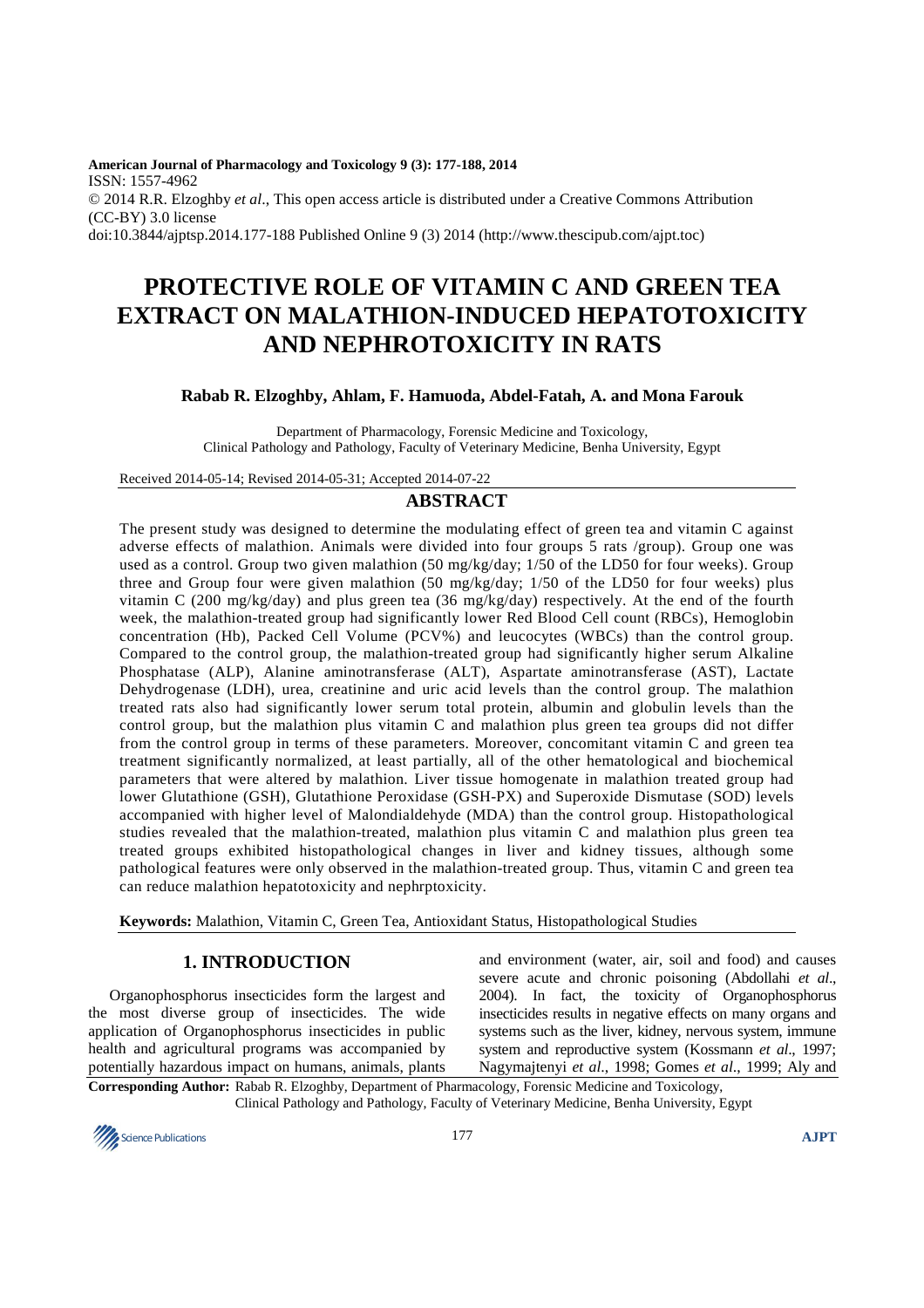**American Journal of Pharmacology and Toxicology 9 (3): 177-188, 2014**
ISSN: 1557-4962
© 2014 R.R. Elzoghby *et al*., This open access article is distributed under a Creative Commons Attribution (CC-BY) 3.0 license
doi:10.3844/ajptsp.2014.177-188 Published Online 9 (3) 2014 (http://www.thescipub.com/ajpt.toc)

# PROTECTIVE ROLE OF VITAMIN C AND GREEN TEA EXTRACT ON MALATHION-INDUCED HEPATOTOXICITY AND NEPHROTOXICITY IN RATS

**Rabab R. Elzoghby, Ahlam, F. Hamuoda, Abdel-Fatah, A. and Mona Farouk**

Department of Pharmacology, Forensic Medicine and Toxicology, Clinical Pathology and Pathology, Faculty of Veterinary Medicine, Benha University, Egypt

Received 2014-05-14; Revised 2014-05-31; Accepted 2014-07-22

## ABSTRACT

The present study was designed to determine the modulating effect of green tea and vitamin C against adverse effects of malathion. Animals were divided into four groups 5 rats /group). Group one was used as a control. Group two given malathion (50 mg/kg/day; 1/50 of the LD50 for four weeks). Group three and Group four were given malathion (50 mg/kg/day; 1/50 of the LD50 for four weeks) plus vitamin C (200 mg/kg/day) and plus green tea (36 mg/kg/day) respectively. At the end of the fourth week, the malathion-treated group had significantly lower Red Blood Cell count (RBCs), Hemoglobin concentration (Hb), Packed Cell Volume (PCV%) and leucocytes (WBCs) than the control group. Compared to the control group, the malathion-treated group had significantly higher serum Alkaline Phosphatase (ALP), Alanine aminotransferase (ALT), Aspartate aminotransferase (AST), Lactate Dehydrogenase (LDH), urea, creatinine and uric acid levels than the control group. The malathion treated rats also had significantly lower serum total protein, albumin and globulin levels than the control group, but the malathion plus vitamin C and malathion plus green tea groups did not differ from the control group in terms of these parameters. Moreover, concomitant vitamin C and green tea treatment significantly normalized, at least partially, all of the other hematological and biochemical parameters that were altered by malathion. Liver tissue homogenate in malathion treated group had lower Glutathione (GSH), Glutathione Peroxidase (GSH-PX) and Superoxide Dismutase (SOD) levels accompanied with higher level of Malondialdehyde (MDA) than the control group. Histopathological studies revealed that the malathion-treated, malathion plus vitamin C and malathion plus green tea treated groups exhibited histopathological changes in liver and kidney tissues, although some pathological features were only observed in the malathion-treated group. Thus, vitamin C and green tea can reduce malathion hepatotoxicity and nephrptoxicity.

**Keywords:** Malathion, Vitamin C, Green Tea, Antioxidant Status, Histopathological Studies

## 1. INTRODUCTION

Organophosphorus insecticides form the largest and the most diverse group of insecticides. The wide application of Organophosphorus insecticides in public health and agricultural programs was accompanied by potentially hazardous impact on humans, animals, plants and environment (water, air, soil and food) and causes severe acute and chronic poisoning (Abdollahi *et al*., 2004). In fact, the toxicity of Organophosphorus insecticides results in negative effects on many organs and systems such as the liver, kidney, nervous system, immune system and reproductive system (Kossmann *et al*., 1997; Nagymajtenyi *et al*., 1998; Gomes *et al*., 1999; Aly and

**Corresponding Author:** Rabab R. Elzoghby, Department of Pharmacology, Forensic Medicine and Toxicology, Clinical Pathology and Pathology, Faculty of Veterinary Medicine, Benha University, Egypt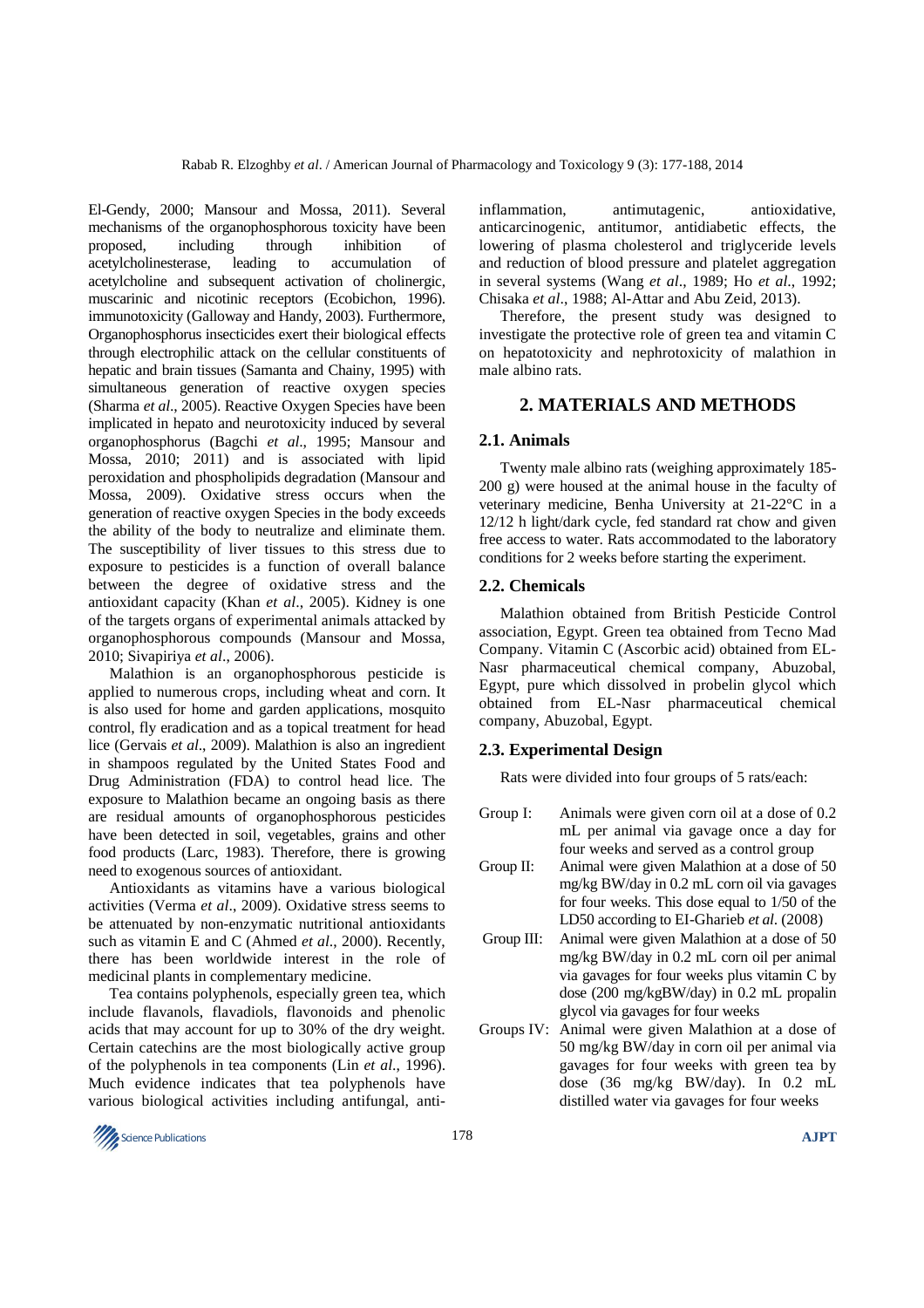El-Gendy, 2000; Mansour and Mossa, 2011). Several mechanisms of the organophosphorous toxicity have been proposed, including through inhibition of acetylcholinesterase, leading to accumulation of acetylcholine and subsequent activation of cholinergic, muscarinic and nicotinic receptors (Ecobichon, 1996). immunotoxicity (Galloway and Handy, 2003). Furthermore, Organophosphorus insecticides exert their biological effects through electrophilic attack on the cellular constituents of hepatic and brain tissues (Samanta and Chainy, 1995) with simultaneous generation of reactive oxygen species (Sharma *et al*., 2005). Reactive Oxygen Species have been implicated in hepato and neurotoxicity induced by several organophosphorus (Bagchi *et al*., 1995; Mansour and Mossa, 2010; 2011) and is associated with lipid peroxidation and phospholipids degradation (Mansour and Mossa, 2009). Oxidative stress occurs when the generation of reactive oxygen Species in the body exceeds the ability of the body to neutralize and eliminate them. The susceptibility of liver tissues to this stress due to exposure to pesticides is a function of overall balance between the degree of oxidative stress and the antioxidant capacity (Khan *et al*., 2005). Kidney is one of the targets organs of experimental animals attacked by organophosphorous compounds (Mansour and Mossa, 2010; Sivapiriya *et al*., 2006).

Malathion is an organophosphorous pesticide is applied to numerous crops, including wheat and corn. It is also used for home and garden applications, mosquito control, fly eradication and as a topical treatment for head lice (Gervais *et al*., 2009). Malathion is also an ingredient in shampoos regulated by the United States Food and Drug Administration (FDA) to control head lice. The exposure to Malathion became an ongoing basis as there are residual amounts of organophosphorous pesticides have been detected in soil, vegetables, grains and other food products (Larc, 1983). Therefore, there is growing need to exogenous sources of antioxidant.

Antioxidants as vitamins have a various biological activities (Verma *et al*., 2009). Oxidative stress seems to be attenuated by non-enzymatic nutritional antioxidants such as vitamin E and C (Ahmed *et al*., 2000). Recently, there has been worldwide interest in the role of medicinal plants in complementary medicine.

Tea contains polyphenols, especially green tea, which include flavanols, flavadiols, flavonoids and phenolic acids that may account for up to 30% of the dry weight. Certain catechins are the most biologically active group of the polyphenols in tea components (Lin *et al*., 1996). Much evidence indicates that tea polyphenols have various biological activities including antifungal, anti-inflammation, antimutagenic, antioxidative, anticarcinogenic, antitumor, antidiabetic effects, the lowering of plasma cholesterol and triglyceride levels and reduction of blood pressure and platelet aggregation in several systems (Wang *et al*., 1989; Ho *et al*., 1992; Chisaka *et al*., 1988; Al-Attar and Abu Zeid, 2013).

Therefore, the present study was designed to investigate the protective role of green tea and vitamin C on hepatotoxicity and nephrotoxicity of malathion in male albino rats.

## 2. MATERIALS AND METHODS

### 2.1. Animals

Twenty male albino rats (weighing approximately 185-200 g) were housed at the animal house in the faculty of veterinary medicine, Benha University at 21-22°C in a 12/12 h light/dark cycle, fed standard rat chow and given free access to water. Rats accommodated to the laboratory conditions for 2 weeks before starting the experiment.

### 2.2. Chemicals

Malathion obtained from British Pesticide Control association, Egypt. Green tea obtained from Tecno Mad Company. Vitamin C (Ascorbic acid) obtained from EL-Nasr pharmaceutical chemical company, Abuzobal, Egypt, pure which dissolved in probelin glycol which obtained from EL-Nasr pharmaceutical chemical company, Abuzobal, Egypt.

### 2.3. Experimental Design

Rats were divided into four groups of 5 rats/each:

- Group I: Animals were given corn oil at a dose of 0.2 mL per animal via gavage once a day for four weeks and served as a control group
- Group II: Animal were given Malathion at a dose of 50 mg/kg BW/day in 0.2 mL corn oil via gavages for four weeks. This dose equal to 1/50 of the LD50 according to EI-Gharieb *et al*. (2008)
- Group III: Animal were given Malathion at a dose of 50 mg/kg BW/day in 0.2 mL corn oil per animal via gavages for four weeks plus vitamin C by dose (200 mg/kgBW/day) in 0.2 mL propalin glycol via gavages for four weeks
- Groups IV: Animal were given Malathion at a dose of 50 mg/kg BW/day in corn oil per animal via gavages for four weeks with green tea by dose (36 mg/kg BW/day). In 0.2 mL distilled water via gavages for four weeks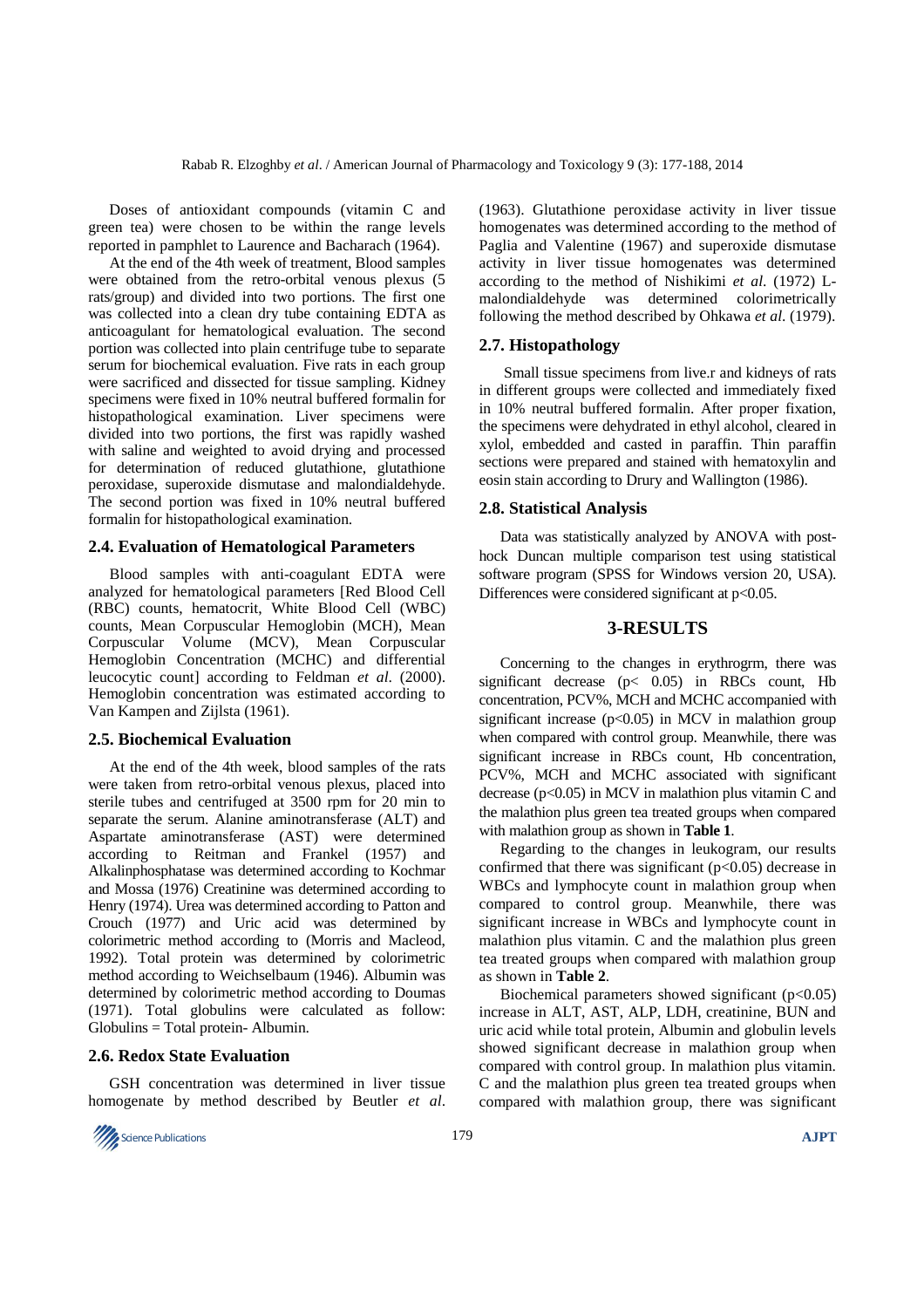Doses of antioxidant compounds (vitamin C and green tea) were chosen to be within the range levels reported in pamphlet to Laurence and Bacharach (1964).

At the end of the 4th week of treatment, Blood samples were obtained from the retro-orbital venous plexus (5 rats/group) and divided into two portions. The first one was collected into a clean dry tube containing EDTA as anticoagulant for hematological evaluation. The second portion was collected into plain centrifuge tube to separate serum for biochemical evaluation. Five rats in each group were sacrificed and dissected for tissue sampling. Kidney specimens were fixed in 10% neutral buffered formalin for histopathological examination. Liver specimens were divided into two portions, the first was rapidly washed with saline and weighted to avoid drying and processed for determination of reduced glutathione, glutathione peroxidase, superoxide dismutase and malondialdehyde. The second portion was fixed in 10% neutral buffered formalin for histopathological examination.

## 2.4. Evaluation of Hematological Parameters

Blood samples with anti-coagulant EDTA were analyzed for hematological parameters [Red Blood Cell (RBC) counts, hematocrit, White Blood Cell (WBC) counts, Mean Corpuscular Hemoglobin (MCH), Mean Corpuscular Volume (MCV), Mean Corpuscular Hemoglobin Concentration (MCHC) and differential leucocytic count] according to Feldman *et al.* (2000). Hemoglobin concentration was estimated according to Van Kampen and Zijlsta (1961).

## 2.5. Biochemical Evaluation

At the end of the 4th week, blood samples of the rats were taken from retro-orbital venous plexus, placed into sterile tubes and centrifuged at 3500 rpm for 20 min to separate the serum. Alanine aminotransferase (ALT) and Aspartate aminotransferase (AST) were determined according to Reitman and Frankel (1957) and Alkalinphosphatase was determined according to Kochmar and Mossa (1976) Creatinine was determined according to Henry (1974). Urea was determined according to Patton and Crouch (1977) and Uric acid was determined by colorimetric method according to (Morris and Macleod, 1992). Total protein was determined by colorimetric method according to Weichselbaum (1946). Albumin was determined by colorimetric method according to Doumas (1971). Total globulins were calculated as follow: Globulins = Total protein- Albumin.

## 2.6. Redox State Evaluation

GSH concentration was determined in liver tissue homogenate by method described by Beutler *et al.* (1963). Glutathione peroxidase activity in liver tissue homogenates was determined according to the method of Paglia and Valentine (1967) and superoxide dismutase activity in liver tissue homogenates was determined according to the method of Nishikimi *et al.* (1972) L-malondialdehyde was determined colorimetrically following the method described by Ohkawa *et al.* (1979).

## 2.7. Histopathology

Small tissue specimens from live.r and kidneys of rats in different groups were collected and immediately fixed in 10% neutral buffered formalin. After proper fixation, the specimens were dehydrated in ethyl alcohol, cleared in xylol, embedded and casted in paraffin. Thin paraffin sections were prepared and stained with hematoxylin and eosin stain according to Drury and Wallington (1986).

## 2.8. Statistical Analysis

Data was statistically analyzed by ANOVA with post-hock Duncan multiple comparison test using statistical software program (SPSS for Windows version 20, USA). Differences were considered significant at $p<0.05$.

# 3-RESULTS

Concerning to the changes in erythrogrm, there was significant decrease ($p< 0.05$) in RBCs count, Hb concentration, PCV%, MCH and MCHC accompanied with significant increase ($p<0.05$) in MCV in malathion group when compared with control group. Meanwhile, there was significant increase in RBCs count, Hb concentration, PCV%, MCH and MCHC associated with significant decrease ($p<0.05$) in MCV in malathion plus vitamin C and the malathion plus green tea treated groups when compared with malathion group as shown in **Table 1**.

Regarding to the changes in leukogram, our results confirmed that there was significant ($p<0.05$) decrease in WBCs and lymphocyte count in malathion group when compared to control group. Meanwhile, there was significant increase in WBCs and lymphocyte count in malathion plus vitamin. C and the malathion plus green tea treated groups when compared with malathion group as shown in **Table 2**.

Biochemical parameters showed significant ($p<0.05$) increase in ALT, AST, ALP, LDH, creatinine, BUN and uric acid while total protein, Albumin and globulin levels showed significant decrease in malathion group when compared with control group. In malathion plus vitamin. C and the malathion plus green tea treated groups when compared with malathion group, there was significant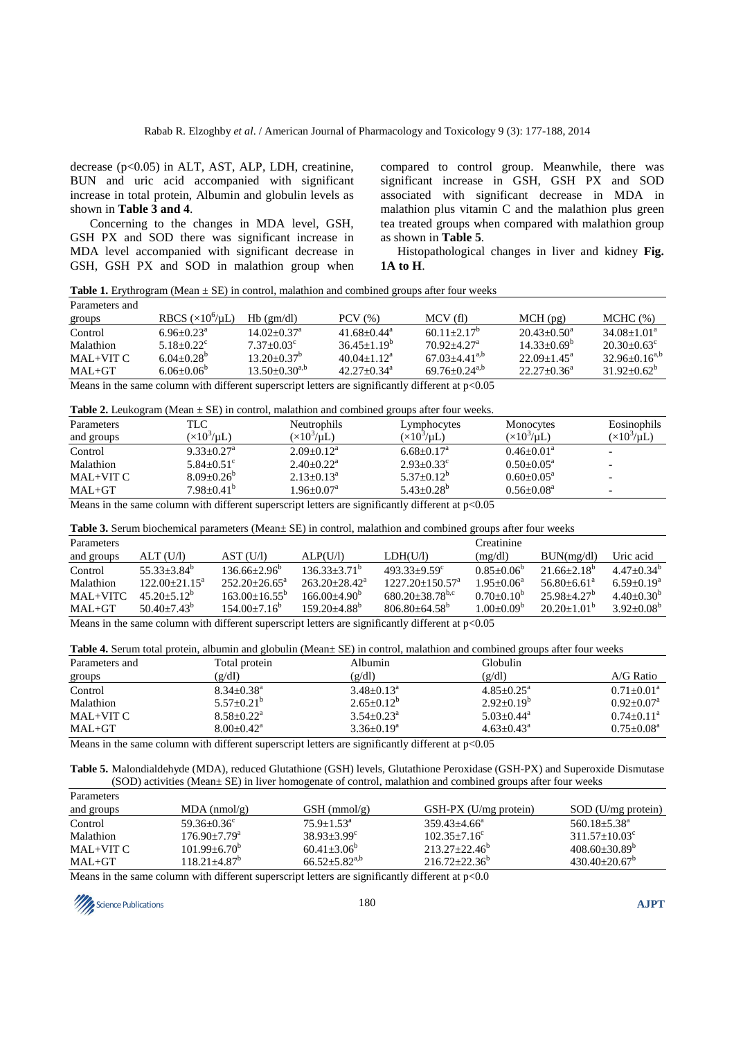decrease ($p<0.05$) in ALT, AST, ALP, LDH, creatinine, BUN and uric acid accompanied with significant increase in total protein, Albumin and globulin levels as shown in **Table 3 and 4**.

Concerning to the changes in MDA level, GSH, GSH PX and SOD there was significant increase in MDA level accompanied with significant decrease in GSH, GSH PX and SOD in malathion group when compared to control group. Meanwhile, there was significant increase in GSH, GSH PX and SOD associated with significant decrease in MDA in malathion plus vitamin C and the malathion plus green tea treated groups when compared with malathion group as shown in **Table 5**.

Histopathological changes in liver and kidney **Fig. 1A to H**.

**Table 1.** Erythrogram (Mean ± SE) in control, malathion and combined groups after four weeks

| Parameters and groups | RBCS ($\times 10^6/\mu L$) | Hb (gm/dl) | PCV (%) | MCV (fl) | MCH (pg) | MCHC (%) |
|---|---|---|---|---|---|---|
| Control | $6.96\pm0.23^a$ | $14.02\pm0.37^a$ | $41.68\pm0.44^a$ | $60.11\pm2.17^b$ | $20.43\pm0.50^a$ | $34.08\pm1.01^a$ |
| Malathion | $5.18\pm0.22^c$ | $7.37\pm0.03^c$ | $36.45\pm1.19^b$ | $70.92\pm4.27^a$ | $14.33\pm0.69^b$ | $20.30\pm0.63^c$ |
| MAL+VIT C | $6.04\pm0.28^b$ | $13.20\pm0.37^b$ | $40.04\pm1.12^a$ | $67.03\pm4.41^{a,b}$ | $22.09\pm1.45^a$ | $32.96\pm0.16^{a,b}$ |
| MAL+GT | $6.06\pm0.06^b$ | $13.50\pm0.30^{a,b}$ | $42.27\pm0.34^a$ | $69.76\pm0.24^{a,b}$ | $22.27\pm0.36^a$ | $31.92\pm0.62^b$ |

Means in the same column with different superscript letters are significantly different at $p<0.05$

**Table 2.** Leukogram (Mean ± SE) in control, malathion and combined groups after four weeks.

| Parameters and groups | TLC ($\times 10^3/\mu L$) | Neutrophils ($\times 10^3/\mu L$) | Lymphocytes ($\times 10^3/\mu L$) | Monocytes ($\times 10^3/\mu L$) | Eosinophils ($\times 10^3/\mu L$) |
|---|---|---|---|---|---|
| Control | $9.33\pm0.27^a$ | $2.09\pm0.12^a$ | $6.68\pm0.17^a$ | $0.46\pm0.01^a$ | - |
| Malathion | $5.84\pm0.51^c$ | $2.40\pm0.22^a$ | $2.93\pm0.33^c$ | $0.50\pm0.05^a$ | - |
| MAL+VIT C | $8.09\pm0.26^b$ | $2.13\pm0.13^a$ | $5.37\pm0.12^b$ | $0.60\pm0.05^a$ | - |
| MAL+GT | $7.98\pm0.41^b$ | $1.96\pm0.07^a$ | $5.43\pm0.28^b$ | $0.56\pm0.08^a$ | - |

Means in the same column with different superscript letters are significantly different at $p<0.05$

**Table 3.** Serum biochemical parameters (Mean± SE) in control, malathion and combined groups after four weeks

| Parameters and groups | ALT (U/l) | AST (U/l) | ALP(U/l) | LDH(U/l) | Creatinine (mg/dl) | BUN(mg/dl) | Uric acid |
|---|---|---|---|---|---|---|---|
| Control | $55.33\pm3.84^b$ | $136.66\pm2.96^b$ | $136.33\pm3.71^b$ | $493.33\pm9.59^c$ | $0.85\pm0.06^b$ | $21.66\pm2.18^b$ | $4.47\pm0.34^b$ |
| Malathion | $122.00\pm21.15^a$ | $252.20\pm26.65^a$ | $263.20\pm28.42^a$ | $1227.20\pm150.57^a$ | $1.95\pm0.06^a$ | $56.80\pm6.61^a$ | $6.59\pm0.19^a$ |
| MAL+VITC | $45.20\pm5.12^b$ | $163.00\pm16.55^b$ | $166.00\pm4.90^b$ | $680.20\pm38.78^{b,c}$ | $0.70\pm0.10^b$ | $25.98\pm4.27^b$ | $4.40\pm0.30^b$ |
| MAL+GT | $50.40\pm7.43^b$ | $154.00\pm7.16^b$ | $159.20\pm4.88^b$ | $806.80\pm64.58^b$ | $1.00\pm0.09^b$ | $20.20\pm1.01^b$ | $3.92\pm0.08^b$ |

Means in the same column with different superscript letters are significantly different at $p<0.05$

**Table 4.** Serum total protein, albumin and globulin (Mean± SE) in control, malathion and combined groups after four weeks

| Parameters and groups | Total protein (g/dl) | Albumin (g/dl) | Globulin (g/dl) | A/G Ratio |
|---|---|---|---|---|
| Control | $8.34\pm0.38^a$ | $3.48\pm0.13^a$ | $4.85\pm0.25^a$ | $0.71\pm0.01^a$ |
| Malathion | $5.57\pm0.21^b$ | $2.65\pm0.12^b$ | $2.92\pm0.19^b$ | $0.92\pm0.07^a$ |
| MAL+VIT C | $8.58\pm0.22^a$ | $3.54\pm0.23^a$ | $5.03\pm0.44^a$ | $0.74\pm0.11^a$ |
| MAL+GT | $8.00\pm0.42^a$ | $3.36\pm0.19^a$ | $4.63\pm0.43^a$ | $0.75\pm0.08^a$ |

Means in the same column with different superscript letters are significantly different at $p<0.05$

**Table 5.** Malondialdehyde (MDA), reduced Glutathione (GSH) levels, Glutathione Peroxidase (GSH-PX) and Superoxide Dismutase (SOD) activities (Mean± SE) in liver homogenate of control, malathion and combined groups after four weeks

| Parameters and groups | MDA (nmol/g) | GSH (mmol/g) | GSH-PX (U/mg protein) | SOD (U/mg protein) |
|---|---|---|---|---|
| Control | $59.36\pm0.36^c$ | $75.9\pm1.53^a$ | $359.43\pm4.66^a$ | $560.18\pm5.38^a$ |
| Malathion | $176.90\pm7.79^a$ | $38.93\pm3.99^c$ | $102.35\pm7.16^c$ | $311.57\pm10.03^c$ |
| MAL+VIT C | $101.99\pm6.70^b$ | $60.41\pm3.06^b$ | $213.27\pm22.46^b$ | $408.60\pm30.89^b$ |
| MAL+GT | $118.21\pm4.87^b$ | $66.52\pm5.82^{a,b}$ | $216.72\pm22.36^b$ | $430.40\pm20.67^b$ |

Means in the same column with different superscript letters are significantly different at $p<0.0$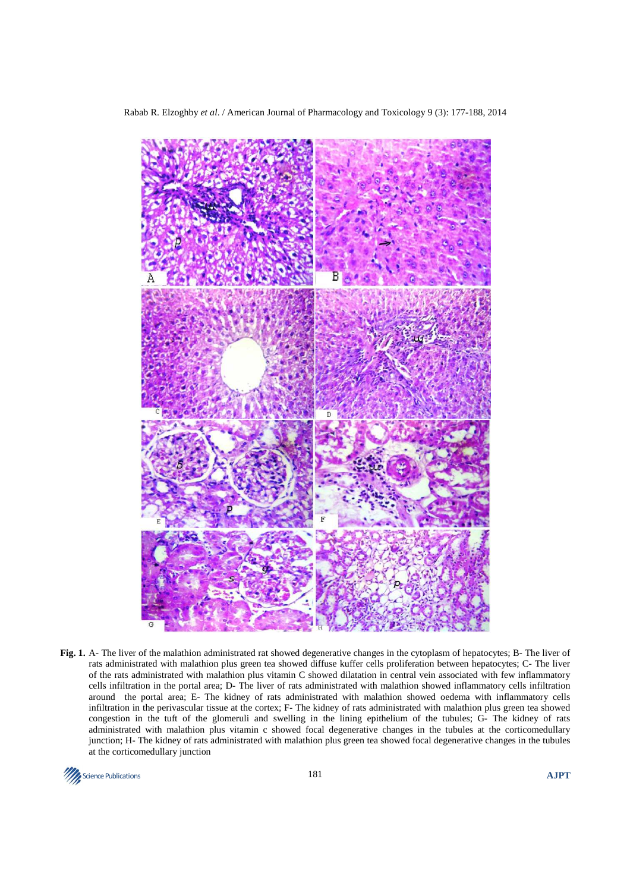**Fig. 1.** A- The liver of the malathion administrated rat showed degenerative changes in the cytoplasm of hepatocytes; B- The liver of rats administrated with malathion plus green tea showed diffuse kuffer cells proliferation between hepatocytes; C- The liver of the rats administrated with malathion plus vitamin C showed dilatation in central vein associated with few inflammatory cells infiltration in the portal area; D- The liver of rats administrated with malathion showed inflammatory cells infiltration around the portal area; E- The kidney of rats administrated with malathion showed oedema with inflammatory cells infiltration in the perivascular tissue at the cortex; F- The kidney of rats administrated with malathion plus green tea showed congestion in the tuft of the glomeruli and swelling in the lining epithelium of the tubules; G- The kidney of rats administrated with malathion plus vitamin c showed focal degenerative changes in the tubules at the corticomedullary junction; H- The kidney of rats administrated with malathion plus green tea showed focal degenerative changes in the tubules at the corticomedullary junction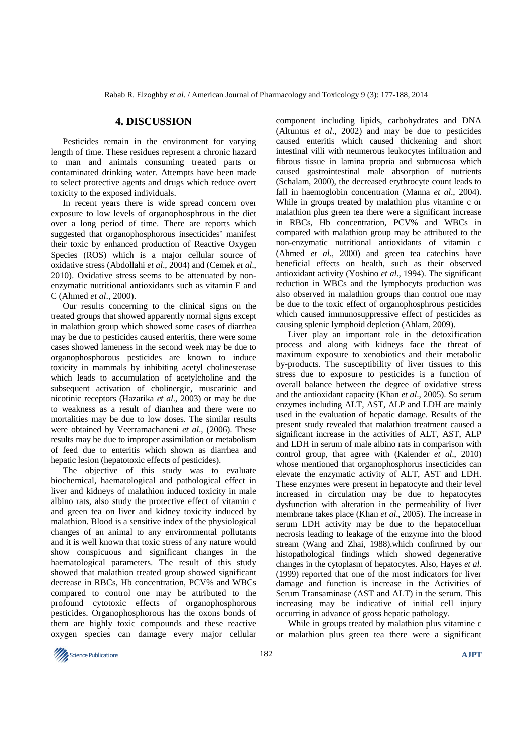## 4. DISCUSSION

Pesticides remain in the environment for varying length of time. These residues represent a chronic hazard to man and animals consuming treated parts or contaminated drinking water. Attempts have been made to select protective agents and drugs which reduce overt toxicity to the exposed individuals.

In recent years there is wide spread concern over exposure to low levels of organophosphrous in the diet over a long period of time. There are reports which suggested that organophosphorous insecticides' manifest their toxic by enhanced production of Reactive Oxygen Species (ROS) which is a major cellular source of oxidative stress (Abdollahi *et al*., 2004) and (Cemek *et al*., 2010). Oxidative stress seems to be attenuated by non-enzymatic nutritional antioxidants such as vitamin E and C (Ahmed *et al*., 2000).

Our results concerning to the clinical signs on the treated groups that showed apparently normal signs except in malathion group which showed some cases of diarrhea may be due to pesticides caused enteritis, there were some cases showed lameness in the second week may be due to organophosphorous pesticides are known to induce toxicity in mammals by inhibiting acetyl cholinesterase which leads to accumulation of acetylcholine and the subsequent activation of cholinergic, muscarinic and nicotinic receptors (Hazarika *et al*., 2003) or may be due to weakness as a result of diarrhea and there were no mortalities may be due to low doses. The similar results were obtained by Veerramachaneni *et al*., (2006). These results may be due to improper assimilation or metabolism of feed due to enteritis which shown as diarrhea and hepatic lesion (hepatotoxic effects of pesticides).

The objective of this study was to evaluate biochemical, haematological and pathological effect in liver and kidneys of malathion induced toxicity in male albino rats, also study the protective effect of vitamin c and green tea on liver and kidney toxicity induced by malathion. Blood is a sensitive index of the physiological changes of an animal to any environmental pollutants and it is well known that toxic stress of any nature would show conspicuous and significant changes in the haematological parameters. The result of this study showed that malathion treated group showed significant decrease in RBCs, Hb concentration, PCV% and WBCs compared to control one may be attributed to the profound cytotoxic effects of organophosphorous pesticides. Organophosphorous has the oxons bonds of them are highly toxic compounds and these reactive oxygen species can damage every major cellular component including lipids, carbohydrates and DNA (Altuntus *et al*., 2002) and may be due to pesticides caused enteritis which caused thickening and short intestinal villi with neumerous leukocytes infiltration and fibrous tissue in lamina propria and submucosa which caused gastrointestinal male absorption of nutrients (Schalam, 2000), the decreased erythrocyte count leads to fall in haemoglobin concentration (Manna *et al*., 2004). While in groups treated by malathion plus vitamine c or malathion plus green tea there were a significant increase in RBCs, Hb concentration, PCV% and WBCs in compared with malathion group may be attributed to the non-enzymatic nutritional antioxidants of vitamin c (Ahmed *et al*., 2000) and green tea catechins have beneficial effects on health, such as their observed antioxidant activity (Yoshino *et al*., 1994). The significant reduction in WBCs and the lymphocyts production was also observed in malathion groups than control one may be due to the toxic effect of organophosphrous pesticides which caused immunosuppressive effect of pesticides as causing splenic lymphoid depletion (Ahlam, 2009).

Liver play an important role in the detoxification process and along with kidneys face the threat of maximum exposure to xenobiotics and their metabolic by-products. The susceptibility of liver tissues to this stress due to exposure to pesticides is a function of overall balance between the degree of oxidative stress and the antioxidant capacity (Khan *et al*., 2005). So serum enzymes including ALT, AST, ALP and LDH are mainly used in the evaluation of hepatic damage. Results of the present study revealed that malathion treatment caused a significant increase in the activities of ALT, AST, ALP and LDH in serum of male albino rats in comparison with control group, that agree with (Kalender *et al*., 2010) whose mentioned that organophosphorus insecticides can elevate the enzymatic activity of ALT, AST and LDH. These enzymes were present in hepatocyte and their level increased in circulation may be due to hepatocytes dysfunction with alteration in the permeability of liver membrane takes place (Khan *et al*., 2005). The increase in serum LDH activity may be due to the hepatocelluar necrosis leading to leakage of the enzyme into the blood stream (Wang and Zhai, 1988).which confirmed by our histopathological findings which showed degenerative changes in the cytoplasm of hepatocytes. Also, Hayes *et al.* (1999) reported that one of the most indicators for liver damage and function is increase in the Activities of Serum Transaminase (AST and ALT) in the serum. This increasing may be indicative of initial cell injury occurring in advance of gross hepatic pathology.

While in groups treated by malathion plus vitamine c or malathion plus green tea there were a significant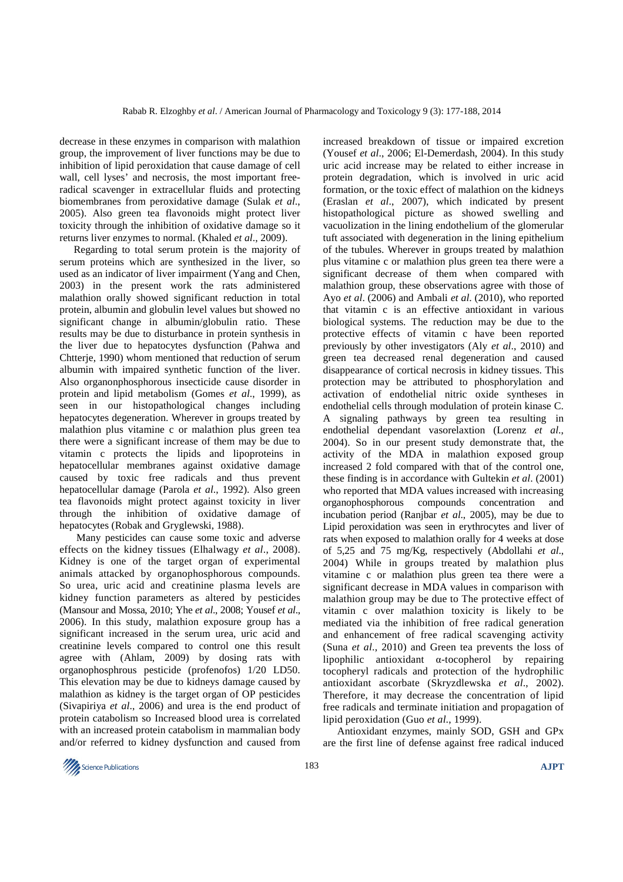decrease in these enzymes in comparison with malathion group, the improvement of liver functions may be due to inhibition of lipid peroxidation that cause damage of cell wall, cell lyses' and necrosis, the most important free-radical scavenger in extracellular fluids and protecting biomembranes from peroxidative damage (Sulak *et al*., 2005). Also green tea flavonoids might protect liver toxicity through the inhibition of oxidative damage so it returns liver enzymes to normal. (Khaled *et al*., 2009).

Regarding to total serum protein is the majority of serum proteins which are synthesized in the liver, so used as an indicator of liver impairment (Yang and Chen, 2003) in the present work the rats administered malathion orally showed significant reduction in total protein, albumin and globulin level values but showed no significant change in albumin/globulin ratio. These results may be due to disturbance in protein synthesis in the liver due to hepatocytes dysfunction (Pahwa and Chtterje, 1990) whom mentioned that reduction of serum albumin with impaired synthetic function of the liver. Also organonphosphorous insecticide cause disorder in protein and lipid metabolism (Gomes *et al*., 1999), as seen in our histopathological changes including hepatocytes degeneration. Wherever in groups treated by malathion plus vitamine c or malathion plus green tea there were a significant increase of them may be due to vitamin c protects the lipids and lipoproteins in hepatocellular membranes against oxidative damage caused by toxic free radicals and thus prevent hepatocellular damage (Parola *et al*., 1992). Also green tea flavonoids might protect against toxicity in liver through the inhibition of oxidative damage of hepatocytes (Robak and Gryglewski, 1988).

Many pesticides can cause some toxic and adverse effects on the kidney tissues (Elhalwagy *et al*., 2008). Kidney is one of the target organ of experimental animals attacked by organophosphorous compounds. So urea, uric acid and creatinine plasma levels are kidney function parameters as altered by pesticides (Mansour and Mossa, 2010; Yhe *et al*., 2008; Yousef *et al*., 2006). In this study, malathion exposure group has a significant increased in the serum urea, uric acid and creatinine levels compared to control one this result agree with (Ahlam, 2009) by dosing rats with organophosphrous pesticide (profenofos) 1/20 LD50. This elevation may be due to kidneys damage caused by malathion as kidney is the target organ of OP pesticides (Sivapiriya *et al*., 2006) and urea is the end product of protein catabolism so Increased blood urea is correlated with an increased protein catabolism in mammalian body and/or referred to kidney dysfunction and caused from increased breakdown of tissue or impaired excretion (Yousef *et al*., 2006; El-Demerdash, 2004). In this study uric acid increase may be related to either increase in protein degradation, which is involved in uric acid formation, or the toxic effect of malathion on the kidneys (Eraslan *et al*., 2007), which indicated by present histopathological picture as showed swelling and vacuolization in the lining endothelium of the glomerular tuft associated with degeneration in the lining epithelium of the tubules. Wherever in groups treated by malathion plus vitamine c or malathion plus green tea there were a significant decrease of them when compared with malathion group, these observations agree with those of Ayo *et al*. (2006) and Ambali *et al*. (2010), who reported that vitamin c is an effective antioxidant in various biological systems. The reduction may be due to the protective effects of vitamin c have been reported previously by other investigators (Aly *et al*., 2010) and green tea decreased renal degeneration and caused disappearance of cortical necrosis in kidney tissues. This protection may be attributed to phosphorylation and activation of endothelial nitric oxide syntheses in endothelial cells through modulation of protein kinase C. A signaling pathways by green tea resulting in endothelial dependant vasorelaxtion (Lorenz *et al*., 2004). So in our present study demonstrate that, the activity of the MDA in malathion exposed group increased 2 fold compared with that of the control one, these finding is in accordance with Gultekin *et al*. (2001) who reported that MDA values increased with increasing organophosphorous compounds concentration and incubation period (Ranjbar *et al*., 2005), may be due to Lipid peroxidation was seen in erythrocytes and liver of rats when exposed to malathion orally for 4 weeks at dose of 5,25 and 75 mg/Kg, respectively (Abdollahi *et al*., 2004) While in groups treated by malathion plus vitamine c or malathion plus green tea there were a significant decrease in MDA values in comparison with malathion group may be due to The protective effect of vitamin c over malathion toxicity is likely to be mediated via the inhibition of free radical generation and enhancement of free radical scavenging activity (Suna *et al*., 2010) and Green tea prevents the loss of lipophilic antioxidant α-tocopherol by repairing tocopheryl radicals and protection of the hydrophilic antioxidant ascorbate (Skryzdlewska *et al*., 2002). Therefore, it may decrease the concentration of lipid free radicals and terminate initiation and propagation of lipid peroxidation (Guo *et al*., 1999).

Antioxidant enzymes, mainly SOD, GSH and GPx are the first line of defense against free radical induced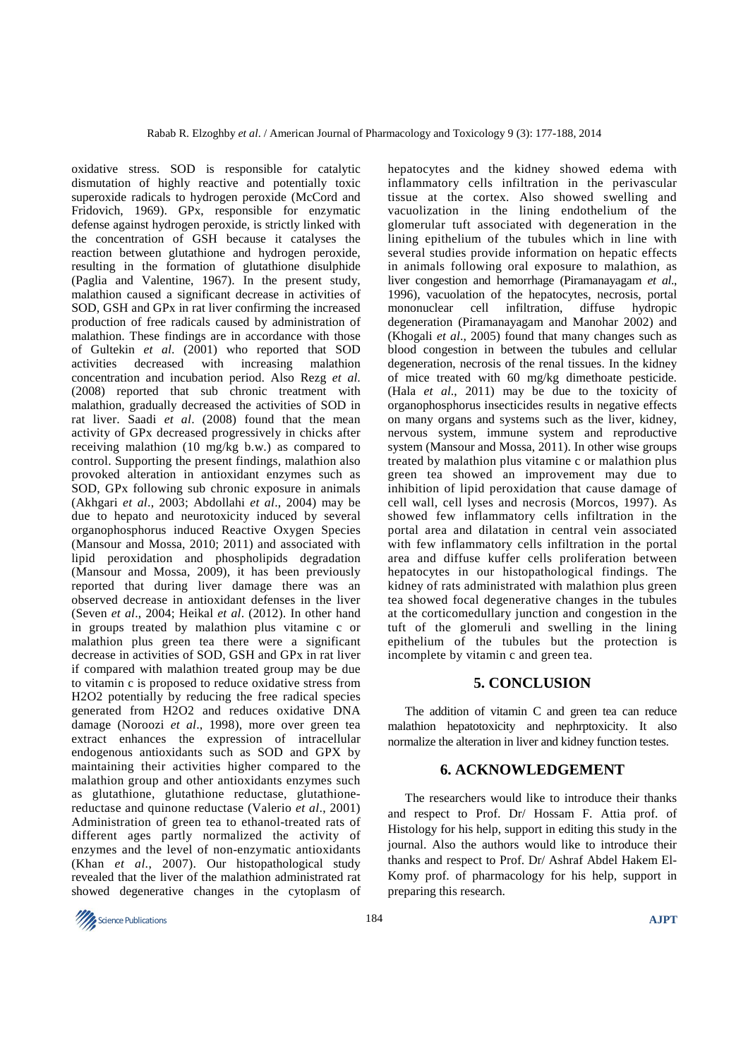oxidative stress. SOD is responsible for catalytic dismutation of highly reactive and potentially toxic superoxide radicals to hydrogen peroxide (McCord and Fridovich, 1969). GPx, responsible for enzymatic defense against hydrogen peroxide, is strictly linked with the concentration of GSH because it catalyses the reaction between glutathione and hydrogen peroxide, resulting in the formation of glutathione disulphide (Paglia and Valentine, 1967). In the present study, malathion caused a significant decrease in activities of SOD, GSH and GPx in rat liver confirming the increased production of free radicals caused by administration of malathion. These findings are in accordance with those of Gultekin *et al*. (2001) who reported that SOD activities decreased with increasing malathion concentration and incubation period. Also Rezg *et al*. (2008) reported that sub chronic treatment with malathion, gradually decreased the activities of SOD in rat liver. Saadi *et al*. (2008) found that the mean activity of GPx decreased progressively in chicks after receiving malathion (10 mg/kg b.w.) as compared to control. Supporting the present findings, malathion also provoked alteration in antioxidant enzymes such as SOD, GPx following sub chronic exposure in animals (Akhgari *et al*., 2003; Abdollahi *et al*., 2004) may be due to hepato and neurotoxicity induced by several organophosphorus induced Reactive Oxygen Species (Mansour and Mossa, 2010; 2011) and associated with lipid peroxidation and phospholipids degradation (Mansour and Mossa, 2009), it has been previously reported that during liver damage there was an observed decrease in antioxidant defenses in the liver (Seven *et al*., 2004; Heikal *et al*. (2012). In other hand in groups treated by malathion plus vitamine c or malathion plus green tea there were a significant decrease in activities of SOD, GSH and GPx in rat liver if compared with malathion treated group may be due to vitamin c is proposed to reduce oxidative stress from H2O2 potentially by reducing the free radical species generated from H2O2 and reduces oxidative DNA damage (Noroozi *et al*., 1998), more over green tea extract enhances the expression of intracellular endogenous antioxidants such as SOD and GPX by maintaining their activities higher compared to the malathion group and other antioxidants enzymes such as glutathione, glutathione reductase, glutathione-reductase and quinone reductase (Valerio *et al*., 2001) Administration of green tea to ethanol-treated rats of different ages partly normalized the activity of enzymes and the level of non-enzymatic antioxidants (Khan *et al*., 2007). Our histopathological study revealed that the liver of the malathion administrated rat showed degenerative changes in the cytoplasm of hepatocytes and the kidney showed edema with inflammatory cells infiltration in the perivascular tissue at the cortex. Also showed swelling and vacuolization in the lining endothelium of the glomerular tuft associated with degeneration in the lining epithelium of the tubules which in line with several studies provide information on hepatic effects in animals following oral exposure to malathion, as liver congestion and hemorrhage (Piramanayagam *et al*., 1996), vacuolation of the hepatocytes, necrosis, portal mononuclear cell infiltration, diffuse hydropic degeneration (Piramanayagam and Manohar 2002) and (Khogali *et al*., 2005) found that many changes such as blood congestion in between the tubules and cellular degeneration, necrosis of the renal tissues. In the kidney of mice treated with 60 mg/kg dimethoate pesticide. (Hala *et al*., 2011) may be due to the toxicity of organophosphorus insecticides results in negative effects on many organs and systems such as the liver, kidney, nervous system, immune system and reproductive system (Mansour and Mossa, 2011). In other wise groups treated by malathion plus vitamine c or malathion plus green tea showed an improvement may due to inhibition of lipid peroxidation that cause damage of cell wall, cell lyses and necrosis (Morcos, 1997). As showed few inflammatory cells infiltration in the portal area and dilatation in central vein associated with few inflammatory cells infiltration in the portal area and diffuse kuffer cells proliferation between hepatocytes in our histopathological findings. The kidney of rats administrated with malathion plus green tea showed focal degenerative changes in the tubules at the corticomedullary junction and congestion in the tuft of the glomeruli and swelling in the lining epithelium of the tubules but the protection is incomplete by vitamin c and green tea.

## 5. CONCLUSION

The addition of vitamin C and green tea can reduce malathion hepatotoxicity and nephrptoxicity. It also normalize the alteration in liver and kidney function testes.

## 6. ACKNOWLEDGEMENT

The researchers would like to introduce their thanks and respect to Prof. Dr/ Hossam F. Attia prof. of Histology for his help, support in editing this study in the journal. Also the authors would like to introduce their thanks and respect to Prof. Dr/ Ashraf Abdel Hakem El-Komy prof. of pharmacology for his help, support in preparing this research.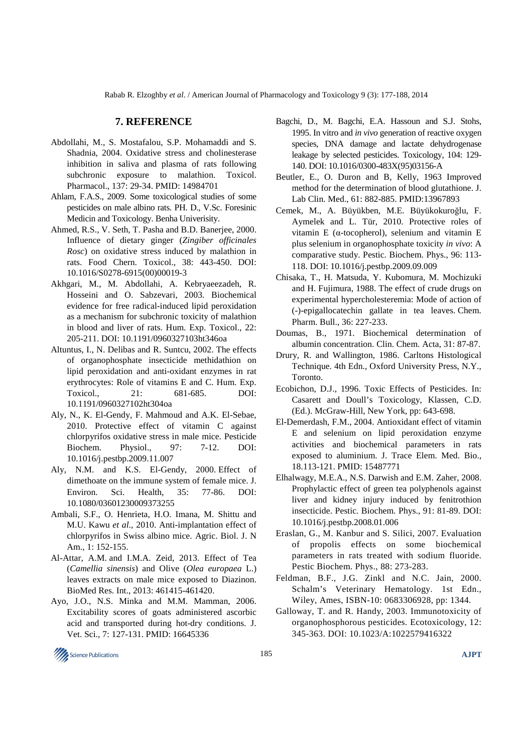## 7. REFERENCE

Abdollahi, M., S. Mostafalou, S.P. Mohamaddi and S. Shadnia, 2004. Oxidative stress and cholinesterase inhibition in saliva and plasma of rats following subchronic exposure to malathion. Toxicol. Pharmacol., 137: 29-34. PMID: 14984701

Ahlam, F.A.S., 2009. Some toxicological studies of some pesticides on male albino rats. PH. D., V.Sc. Foresinic Medicin and Toxicology. Benha Univerisity.

Ahmed, R.S., V. Seth, T. Pasha and B.D. Banerjee, 2000. Influence of dietary ginger (*Zingiber officinales Rosc*) on oxidative stress induced by malathion in rats. Food Chern. Toxicol., 38: 443-450. DOI: 10.1016/S0278-6915(00)00019-3

Akhgari, M., M. Abdollahi, A. Kebryaeezadeh, R. Hosseini and O. Sabzevari, 2003. Biochemical evidence for free radical-induced lipid peroxidation as a mechanism for subchronic toxicity of malathion in blood and liver of rats. Hum. Exp. Toxicol., 22: 205-211. DOI: 10.1191/0960327103ht346oa

Altuntus, I., N. Delibas and R. Suntcu, 2002. The effects of organophosphate insecticide methidathion on lipid peroxidation and anti-oxidant enzymes in rat erythrocytes: Role of vitamins E and C. Hum. Exp. Toxicol., 21: 681-685. DOI: 10.1191/0960327102ht304oa

Aly, N., K. El-Gendy, F. Mahmoud and A.K. El-Sebae, 2010. Protective effect of vitamin C against chlorpyrifos oxidative stress in male mice. Pesticide Biochem. Physiol., 97: 7-12. DOI: 10.1016/j.pestbp.2009.11.007

Aly, N.M. and K.S. El-Gendy, 2000. Effect of dimethoate on the immune system of female mice. J. Environ. Sci. Health, 35: 77-86. DOI: 10.1080/03601230009373255

Ambali, S.F., O. Henrieta, H.O. Imana, M. Shittu and M.U. Kawu *et al*., 2010. Anti-implantation effect of chlorpyrifos in Swiss albino mice. Agric. Biol. J. N Am., 1: 152-155.

Al-Attar, A.M. and I.M.A. Zeid, 2013. Effect of Tea (*Camellia sinensis*) and Olive (*Olea europaea* L.) leaves extracts on male mice exposed to Diazinon. BioMed Res. Int., 2013: 461415-461420.

Ayo, J.O., N.S. Minka and M.M. Mamman, 2006. Excitability scores of goats administered ascorbic acid and transported during hot-dry conditions. J. Vet. Sci., 7: 127-131. PMID: 16645336

Bagchi, D., M. Bagchi, E.A. Hassoun and S.J. Stohs, 1995. In vitro and *in vivo* generation of reactive oxygen species, DNA damage and lactate dehydrogenase leakage by selected pesticides. Toxicology, 104: 129-140. DOI: 10.1016/0300-483X(95)03156-A

Beutler, E., O. Duron and B, Kelly, 1963 Improved method for the determination of blood glutathione. J. Lab Clin. Med., 61: 882-885. PMID:13967893

Cemek, M., A. Büyükben, M.E. Büyükokuroğlu, F. Aymelek and L. Tür, 2010. Protective roles of vitamin E (α-tocopherol), selenium and vitamin E plus selenium in organophosphate toxicity *in vivo*: A comparative study. Pestic. Biochem. Phys., 96: 113-118. DOI: 10.1016/j.pestbp.2009.09.009

Chisaka, T., H. Matsuda, Y. Kubomura, M. Mochizuki and H. Fujimura, 1988. The effect of crude drugs on experimental hypercholesteremia: Mode of action of (-)-epigallocatechin gallate in tea leaves. Chem. Pharm. Bull., 36: 227-233.

Doumas, B., 1971. Biochemical determination of albumin concentration. Clin. Chem. Acta, 31: 87-87.

Drury, R. and Wallington, 1986. Carltons Histological Technique. 4th Edn., Oxford University Press, N.Y., Toronto.

Ecobichon, D.J., 1996. Toxic Effects of Pesticides. In: Casarett and Doull's Toxicology, Klassen, C.D. (Ed.). McGraw-Hill, New York, pp: 643-698.

El-Demerdash, F.M., 2004. Antioxidant effect of vitamin E and selenium on lipid peroxidation enzyme activities and biochemical parameters in rats exposed to aluminium. J. Trace Elem. Med. Bio., 18.113-121. PMID: 15487771

Elhalwagy, M.E.A., N.S. Darwish and E.M. Zaher, 2008. Prophylactic effect of green tea polyphenols against liver and kidney injury induced by fenitrothion insecticide. Pestic. Biochem. Phys., 91: 81-89. DOI: 10.1016/j.pestbp.2008.01.006

Eraslan, G., M. Kanbur and S. Silici, 2007. Evaluation of propolis effects on some biochemical parameters in rats treated with sodium fluoride. Pestic Biochem. Phys., 88: 273-283.

Feldman, B.F., J.G. Zinkl and N.C. Jain, 2000. Schalm's Veterinary Hematology. 1st Edn., Wiley, Ames, ISBN-10: 0683306928, pp: 1344.

Galloway, T. and R. Handy, 2003. Immunotoxicity of organophosphorous pesticides. Ecotoxicology, 12: 345-363. DOI: 10.1023/A:1022579416322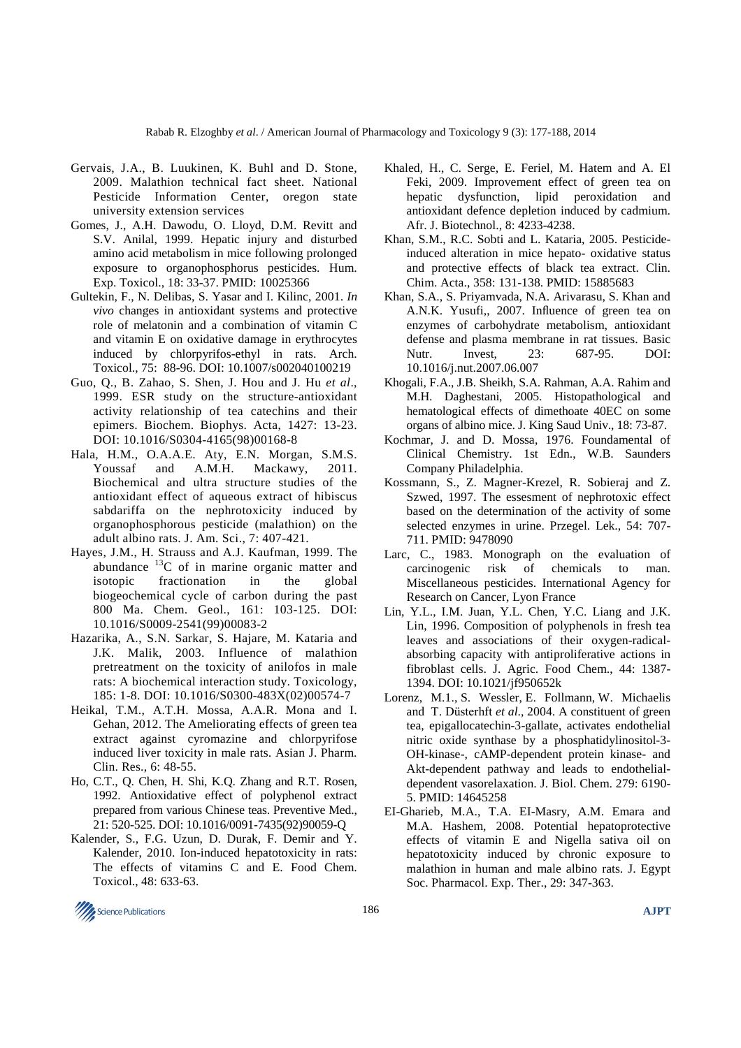Gervais, J.A., B. Luukinen, K. Buhl and D. Stone, 2009. Malathion technical fact sheet. National Pesticide Information Center, oregon state university extension services

Gomes, J., A.H. Dawodu, O. Lloyd, D.M. Revitt and S.V. Anilal, 1999. Hepatic injury and disturbed amino acid metabolism in mice following prolonged exposure to organophosphorus pesticides. Hum. Exp. Toxicol., 18: 33-37. PMID: 10025366

Gultekin, F., N. Delibas, S. Yasar and I. Kilinc, 2001. *In vivo* changes in antioxidant systems and protective role of melatonin and a combination of vitamin C and vitamin E on oxidative damage in erythrocytes induced by chlorpyrifos-ethyl in rats. Arch. Toxicol., 75: 88-96. DOI: 10.1007/s002040100219

Guo, Q., B. Zahao, S. Shen, J. Hou and J. Hu *et al*., 1999. ESR study on the structure-antioxidant activity relationship of tea catechins and their epimers. Biochem. Biophys. Acta, 1427: 13-23. DOI: 10.1016/S0304-4165(98)00168-8

Hala, H.M., O.A.A.E. Aty, E.N. Morgan, S.M.S. Youssaf and A.M.H. Mackawy, 2011. Biochemical and ultra structure studies of the antioxidant effect of aqueous extract of hibiscus sabdariffa on the nephrotoxicity induced by organophosphorous pesticide (malathion) on the adult albino rats. J. Am. Sci., 7: 407-421.

Hayes, J.M., H. Strauss and A.J. Kaufman, 1999. The abundance $^{13}C$ of in marine organic matter and isotopic fractionation in the global biogeochemical cycle of carbon during the past 800 Ma. Chem. Geol., 161: 103-125. DOI: 10.1016/S0009-2541(99)00083-2

Hazarika, A., S.N. Sarkar, S. Hajare, M. Kataria and J.K. Malik, 2003. Influence of malathion pretreatment on the toxicity of anilofos in male rats: A biochemical interaction study. Toxicology, 185: 1-8. DOI: 10.1016/S0300-483X(02)00574-7

Heikal, T.M., A.T.H. Mossa, A.A.R. Mona and I. Gehan, 2012. The Ameliorating effects of green tea extract against cyromazine and chlorpyrifose induced liver toxicity in male rats. Asian J. Pharm. Clin. Res., 6: 48-55.

Ho, C.T., Q. Chen, H. Shi, K.Q. Zhang and R.T. Rosen, 1992. Antioxidative effect of polyphenol extract prepared from various Chinese teas. Preventive Med., 21: 520-525. DOI: 10.1016/0091-7435(92)90059-Q

Kalender, S., F.G. Uzun, D. Durak, F. Demir and Y. Kalender, 2010. Ion-induced hepatotoxicity in rats: The effects of vitamins C and E. Food Chem. Toxicol., 48: 633-63.

Khaled, H., C. Serge, E. Feriel, M. Hatem and A. El Feki, 2009. Improvement effect of green tea on hepatic dysfunction, lipid peroxidation and antioxidant defence depletion induced by cadmium. Afr. J. Biotechnol., 8: 4233-4238.

Khan, S.M., R.C. Sobti and L. Kataria, 2005. Pesticide-induced alteration in mice hepato- oxidative status and protective effects of black tea extract. Clin. Chim. Acta., 358: 131-138. PMID: 15885683

Khan, S.A., S. Priyamvada, N.A. Arivarasu, S. Khan and A.N.K. Yusufi,, 2007. Influence of green tea on enzymes of carbohydrate metabolism, antioxidant defense and plasma membrane in rat tissues. Basic Nutr. Invest, 23: 687-95. DOI: 10.1016/j.nut.2007.06.007

Khogali, F.A., J.B. Sheikh, S.A. Rahman, A.A. Rahim and M.H. Daghestani, 2005. Histopathological and hematological effects of dimethoate 40EC on some organs of albino mice. J. King Saud Univ., 18: 73-87.

Kochmar, J. and D. Mossa, 1976. Foundamental of Clinical Chemistry. 1st Edn., W.B. Saunders Company Philadelphia.

Kossmann, S., Z. Magner-Krezel, R. Sobieraj and Z. Szwed, 1997. The essesment of nephrotoxic effect based on the determination of the activity of some selected enzymes in urine. Przegel. Lek., 54: 707-711. PMID: 9478090

Larc, C., 1983. Monograph on the evaluation of carcinogenic risk of chemicals to man. Miscellaneous pesticides. International Agency for Research on Cancer, Lyon France

Lin, Y.L., I.M. Juan, Y.L. Chen, Y.C. Liang and J.K. Lin, 1996. Composition of polyphenols in fresh tea leaves and associations of their oxygen-radical-absorbing capacity with antiproliferative actions in fibroblast cells. J. Agric. Food Chem., 44: 1387-1394. DOI: 10.1021/jf950652k

Lorenz, M.1., S. Wessler, E. Follmann, W. Michaelis and T. Düsterhft *et al*., 2004. A constituent of green tea, epigallocatechin-3-gallate, activates endothelial nitric oxide synthase by a phosphatidylinositol-3-OH-kinase-, cAMP-dependent protein kinase- and Akt-dependent pathway and leads to endothelial-dependent vasorelaxation. J. Biol. Chem. 279: 6190-5. PMID: 14645258

EI-Gharieb, M.A., T.A. EI-Masry, A.M. Emara and M.A. Hashem, 2008. Potential hepatoprotective effects of vitamin E and Nigella sativa oil on hepatotoxicity induced by chronic exposure to malathion in human and male albino rats. J. Egypt Soc. Pharmacol. Exp. Ther., 29: 347-363.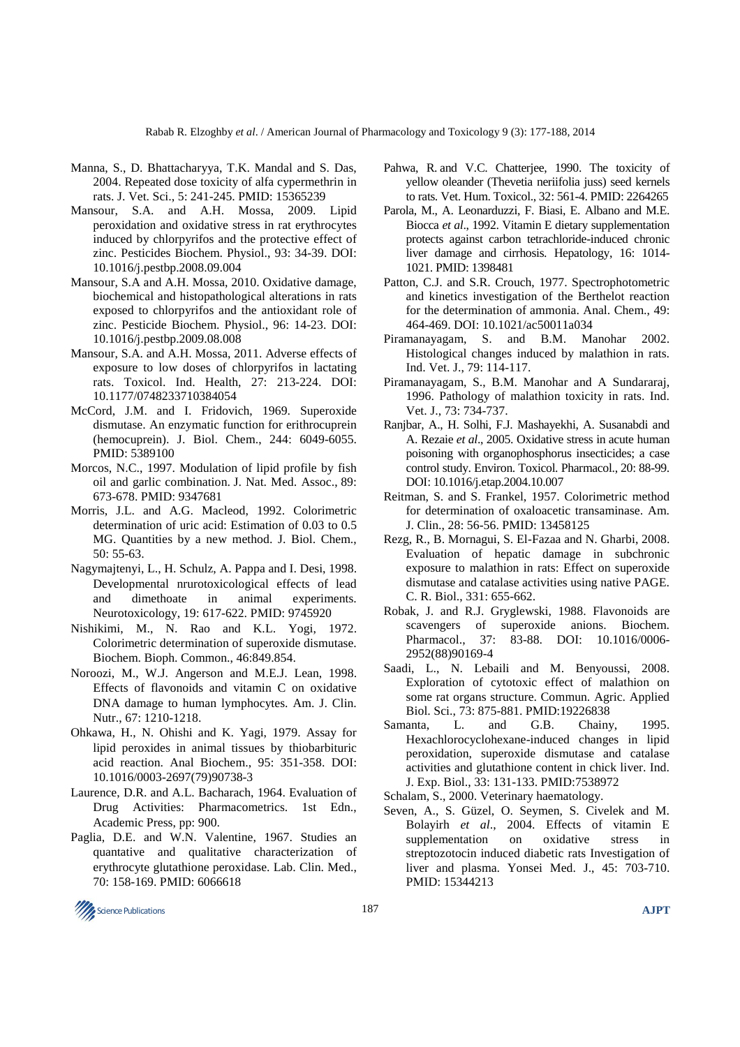Manna, S., D. Bhattacharyya, T.K. Mandal and S. Das, 2004. Repeated dose toxicity of alfa cypermethrin in rats. J. Vet. Sci., 5: 241-245. PMID: 15365239

Mansour, S.A. and A.H. Mossa, 2009. Lipid peroxidation and oxidative stress in rat erythrocytes induced by chlorpyrifos and the protective effect of zinc. Pesticides Biochem. Physiol., 93: 34-39. DOI: 10.1016/j.pestbp.2008.09.004

Mansour, S.A and A.H. Mossa, 2010. Oxidative damage, biochemical and histopathological alterations in rats exposed to chlorpyrifos and the antioxidant role of zinc. Pesticide Biochem. Physiol., 96: 14-23. DOI: 10.1016/j.pestbp.2009.08.008

Mansour, S.A. and A.H. Mossa, 2011. Adverse effects of exposure to low doses of chlorpyrifos in lactating rats. Toxicol. Ind. Health, 27: 213-224. DOI: 10.1177/0748233710384054

McCord, J.M. and I. Fridovich, 1969. Superoxide dismutase. An enzymatic function for erithrocuprein (hemocuprein). J. Biol. Chem., 244: 6049-6055. PMID: 5389100

Morcos, N.C., 1997. Modulation of lipid profile by fish oil and garlic combination. J. Nat. Med. Assoc., 89: 673-678. PMID: 9347681

Morris, J.L. and A.G. Macleod, 1992. Colorimetric determination of uric acid: Estimation of 0.03 to 0.5 MG. Quantities by a new method. J. Biol. Chem., 50: 55-63.

Nagymajtenyi, L., H. Schulz, A. Pappa and I. Desi, 1998. Developmental nrurotoxicological effects of lead and dimethoate in animal experiments. Neurotoxicology, 19: 617-622. PMID: 9745920

Nishikimi, M., N. Rao and K.L. Yogi, 1972. Colorimetric determination of superoxide dismutase. Biochem. Bioph. Common., 46:849.854.

Noroozi, M., W.J. Angerson and M.E.J. Lean, 1998. Effects of flavonoids and vitamin C on oxidative DNA damage to human lymphocytes. Am. J. Clin. Nutr., 67: 1210-1218.

Ohkawa, H., N. Ohishi and K. Yagi, 1979. Assay for lipid peroxides in animal tissues by thiobarbituric acid reaction. Anal Biochem., 95: 351-358. DOI: 10.1016/0003-2697(79)90738-3

Laurence, D.R. and A.L. Bacharach, 1964. Evaluation of Drug Activities: Pharmacometrics. 1st Edn., Academic Press, pp: 900.

Paglia, D.E. and W.N. Valentine, 1967. Studies an quantative and qualitative characterization of erythrocyte glutathione peroxidase. Lab. Clin. Med., 70: 158-169. PMID: 6066618

Pahwa, R. and V.C. Chatterjee, 1990. The toxicity of yellow oleander (Thevetia neriifolia juss) seed kernels to rats. Vet. Hum. Toxicol., 32: 561-4. PMID: 2264265

Parola, M., A. Leonarduzzi, F. Biasi, E. Albano and M.E. Biocca *et al*., 1992. Vitamin E dietary supplementation protects against carbon tetrachloride-induced chronic liver damage and cirrhosis. Hepatology, 16: 1014-1021. PMID: 1398481

Patton, C.J. and S.R. Crouch, 1977. Spectrophotometric and kinetics investigation of the Berthelot reaction for the determination of ammonia. Anal. Chem., 49: 464-469. DOI: 10.1021/ac50011a034

Piramanayagam, S. and B.M. Manohar 2002. Histological changes induced by malathion in rats. Ind. Vet. J., 79: 114-117.

Piramanayagam, S., B.M. Manohar and A Sundararaj, 1996. Pathology of malathion toxicity in rats. Ind. Vet. J., 73: 734-737.

Ranjbar, A., H. Solhi, F.J. Mashayekhi, A. Susanabdi and A. Rezaie *et al*., 2005. Oxidative stress in acute human poisoning with organophosphorus insecticides; a case control study. Environ. Toxicol. Pharmacol., 20: 88-99. DOI: 10.1016/j.etap.2004.10.007

Reitman, S. and S. Frankel, 1957. Colorimetric method for determination of oxaloacetic transaminase. Am. J. Clin., 28: 56-56. PMID: 13458125

Rezg, R., B. Mornagui, S. El-Fazaa and N. Gharbi, 2008. Evaluation of hepatic damage in subchronic exposure to malathion in rats: Effect on superoxide dismutase and catalase activities using native PAGE. C. R. Biol., 331: 655-662.

Robak, J. and R.J. Gryglewski, 1988. Flavonoids are scavengers of superoxide anions. Biochem. Pharmacol., 37: 83-88. DOI: 10.1016/0006-2952(88)90169-4

Saadi, L., N. Lebaili and M. Benyoussi, 2008. Exploration of cytotoxic effect of malathion on some rat organs structure. Commun. Agric. Applied Biol. Sci., 73: 875-881. PMID:19226838

Samanta, L. and G.B. Chainy, 1995. Hexachlorocyclohexane-induced changes in lipid peroxidation, superoxide dismutase and catalase activities and glutathione content in chick liver. Ind. J. Exp. Biol., 33: 131-133. PMID:7538972

Schalam, S., 2000. Veterinary haematology.

Seven, A., S. Güzel, O. Seymen, S. Civelek and M. Bolayirh *et al*., 2004. Effects of vitamin E supplementation on oxidative stress in streptozotocin induced diabetic rats Investigation of liver and plasma. Yonsei Med. J., 45: 703-710. PMID: 15344213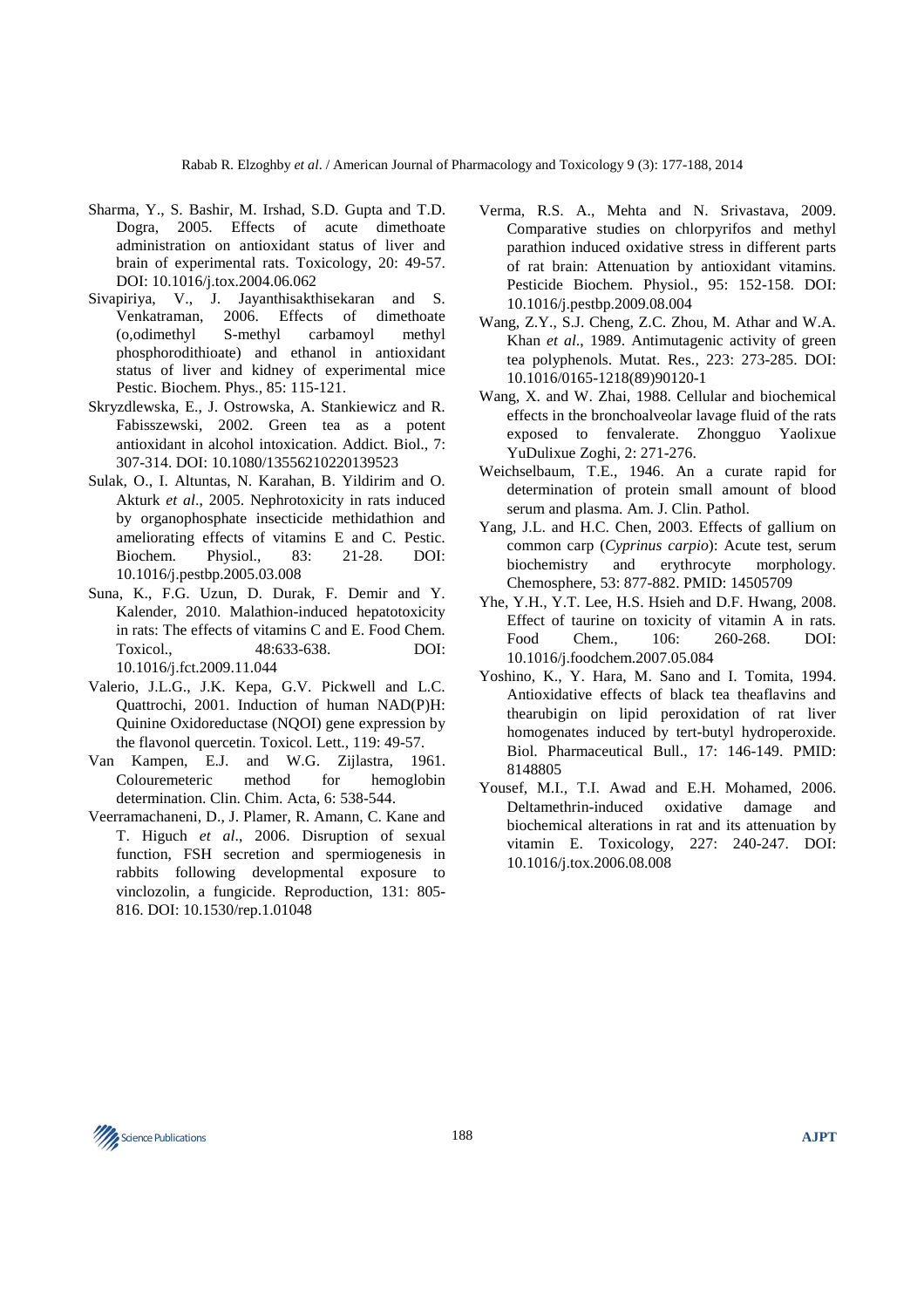Sharma, Y., S. Bashir, M. Irshad, S.D. Gupta and T.D. Dogra, 2005. Effects of acute dimethoate administration on antioxidant status of liver and brain of experimental rats. Toxicology, 20: 49-57. DOI: 10.1016/j.tox.2004.06.062

Sivapiriya, V., J. Jayanthisakthisekaran and S. Venkatraman, 2006. Effects of dimethoate (o,odimethyl S-methyl carbamoyl methyl phosphorodithioate) and ethanol in antioxidant status of liver and kidney of experimental mice Pestic. Biochem. Phys., 85: 115-121.

Skryzdlewska, E., J. Ostrowska, A. Stankiewicz and R. Fabisszewski, 2002. Green tea as a potent antioxidant in alcohol intoxication. Addict. Biol., 7: 307-314. DOI: 10.1080/13556210220139523

Sulak, O., I. Altuntas, N. Karahan, B. Yildirim and O. Akturk *et al*., 2005. Nephrotoxicity in rats induced by organophosphate insecticide methidathion and ameliorating effects of vitamins E and C. Pestic. Biochem. Physiol., 83: 21-28. DOI: 10.1016/j.pestbp.2005.03.008

Suna, K., F.G. Uzun, D. Durak, F. Demir and Y. Kalender, 2010. Malathion-induced hepatotoxicity in rats: The effects of vitamins C and E. Food Chem. Toxicol., 48:633-638. DOI: 10.1016/j.fct.2009.11.044

Valerio, J.L.G., J.K. Kepa, G.V. Pickwell and L.C. Quattrochi, 2001. Induction of human NAD(P)H: Quinine Oxidoreductase (NQOI) gene expression by the flavonol quercetin. Toxicol. Lett., 119: 49-57.

Van Kampen, E.J. and W.G. Zijlastra, 1961. Colouremeteric method for hemoglobin determination. Clin. Chim. Acta, 6: 538-544.

Veerramachaneni, D., J. Plamer, R. Amann, C. Kane and T. Higuch *et al*., 2006. Disruption of sexual function, FSH secretion and spermiogenesis in rabbits following developmental exposure to vinclozolin, a fungicide. Reproduction, 131: 805-816. DOI: 10.1530/rep.1.01048

Verma, R.S. A., Mehta and N. Srivastava, 2009. Comparative studies on chlorpyrifos and methyl parathion induced oxidative stress in different parts of rat brain: Attenuation by antioxidant vitamins. Pesticide Biochem. Physiol., 95: 152-158. DOI: 10.1016/j.pestbp.2009.08.004

Wang, Z.Y., S.J. Cheng, Z.C. Zhou, M. Athar and W.A. Khan *et al*., 1989. Antimutagenic activity of green tea polyphenols. Mutat. Res., 223: 273-285. DOI: 10.1016/0165-1218(89)90120-1

Wang, X. and W. Zhai, 1988. Cellular and biochemical effects in the bronchoalveolar lavage fluid of the rats exposed to fenvalerate. Zhongguo Yaolixue YuDulixue Zoghi, 2: 271-276.

Weichselbaum, T.E., 1946. An a curate rapid for determination of protein small amount of blood serum and plasma. Am. J. Clin. Pathol.

Yang, J.L. and H.C. Chen, 2003. Effects of gallium on common carp (*Cyprinus carpio*): Acute test, serum biochemistry and erythrocyte morphology. Chemosphere, 53: 877-882. PMID: 14505709

Yhe, Y.H., Y.T. Lee, H.S. Hsieh and D.F. Hwang, 2008. Effect of taurine on toxicity of vitamin A in rats. Food Chem., 106: 260-268. DOI: 10.1016/j.foodchem.2007.05.084

Yoshino, K., Y. Hara, M. Sano and I. Tomita, 1994. Antioxidative effects of black tea theaflavins and thearubigin on lipid peroxidation of rat liver homogenates induced by tert-butyl hydroperoxide. Biol. Pharmaceutical Bull., 17: 146-149. PMID: 8148805

Yousef, M.I., T.I. Awad and E.H. Mohamed, 2006. Deltamethrin-induced oxidative damage and biochemical alterations in rat and its attenuation by vitamin E. Toxicology, 227: 240-247. DOI: 10.1016/j.tox.2006.08.008